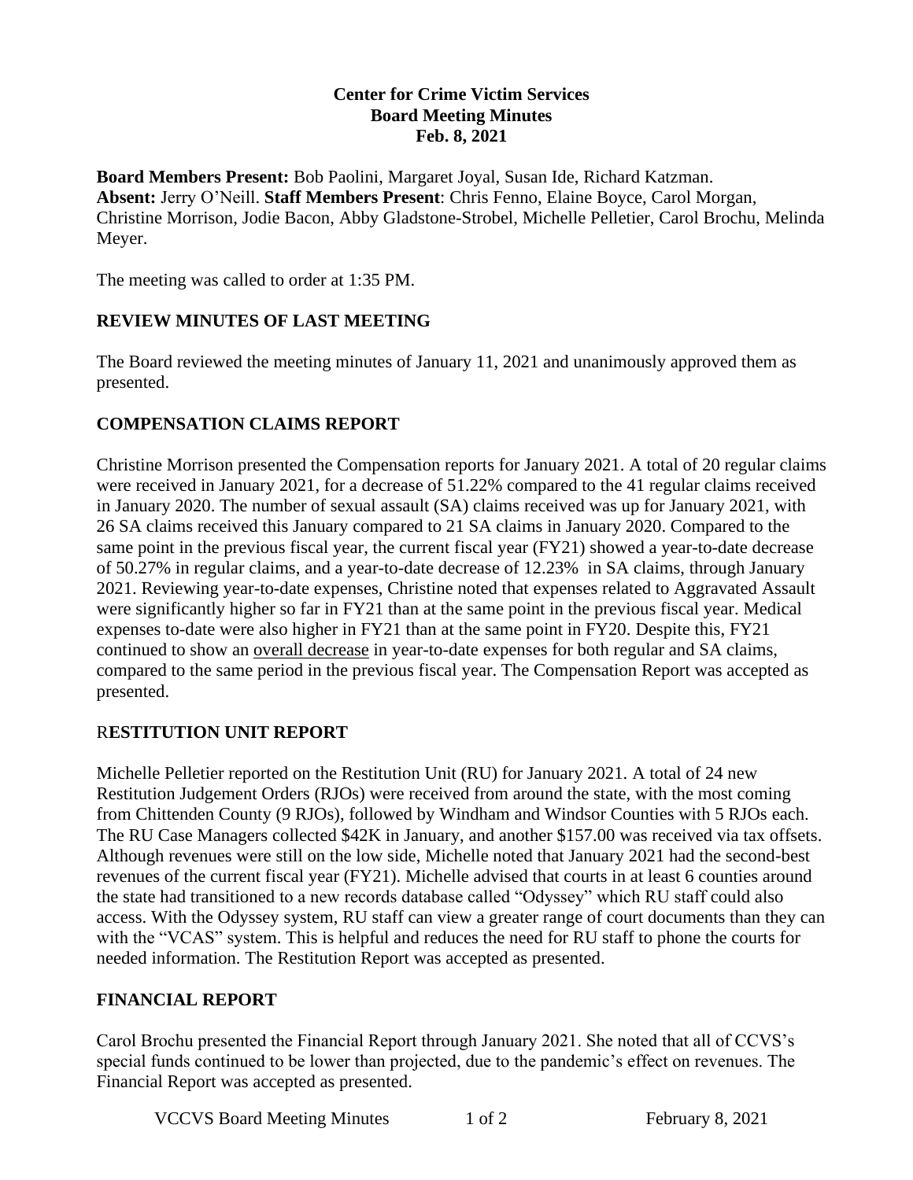**Center for Crime Victim Services**
**Board Meeting Minutes**
**Feb. 8, 2021**

**Board Members Present:** Bob Paolini, Margaret Joyal, Susan Ide, Richard Katzman. **Absent:** Jerry O'Neill. **Staff Members Present**: Chris Fenno, Elaine Boyce, Carol Morgan, Christine Morrison, Jodie Bacon, Abby Gladstone-Strobel, Michelle Pelletier, Carol Brochu, Melinda Meyer.

The meeting was called to order at 1:35 PM.

## REVIEW MINUTES OF LAST MEETING

The Board reviewed the meeting minutes of January 11, 2021 and unanimously approved them as presented.

## COMPENSATION CLAIMS REPORT

Christine Morrison presented the Compensation reports for January 2021. A total of 20 regular claims were received in January 2021, for a decrease of 51.22% compared to the 41 regular claims received in January 2020. The number of sexual assault (SA) claims received was up for January 2021, with 26 SA claims received this January compared to 21 SA claims in January 2020. Compared to the same point in the previous fiscal year, the current fiscal year (FY21) showed a year-to-date decrease of 50.27% in regular claims, and a year-to-date decrease of 12.23% in SA claims, through January 2021. Reviewing year-to-date expenses, Christine noted that expenses related to Aggravated Assault were significantly higher so far in FY21 than at the same point in the previous fiscal year. Medical expenses to-date were also higher in FY21 than at the same point in FY20. Despite this, FY21 continued to show an <u>overall decrease</u> in year-to-date expenses for both regular and SA claims, compared to the same period in the previous fiscal year. The Compensation Report was accepted as presented.

## RESTITUTION UNIT REPORT

Michelle Pelletier reported on the Restitution Unit (RU) for January 2021. A total of 24 new Restitution Judgement Orders (RJOs) were received from around the state, with the most coming from Chittenden County (9 RJOs), followed by Windham and Windsor Counties with 5 RJOs each. The RU Case Managers collected $42K in January, and another $157.00 was received via tax offsets. Although revenues were still on the low side, Michelle noted that January 2021 had the second-best revenues of the current fiscal year (FY21). Michelle advised that courts in at least 6 counties around the state had transitioned to a new records database called "Odyssey" which RU staff could also access. With the Odyssey system, RU staff can view a greater range of court documents than they can with the "VCAS" system. This is helpful and reduces the need for RU staff to phone the courts for needed information. The Restitution Report was accepted as presented.

## FINANCIAL REPORT

Carol Brochu presented the Financial Report through January 2021. She noted that all of CCVS's special funds continued to be lower than projected, due to the pandemic's effect on revenues. The Financial Report was accepted as presented.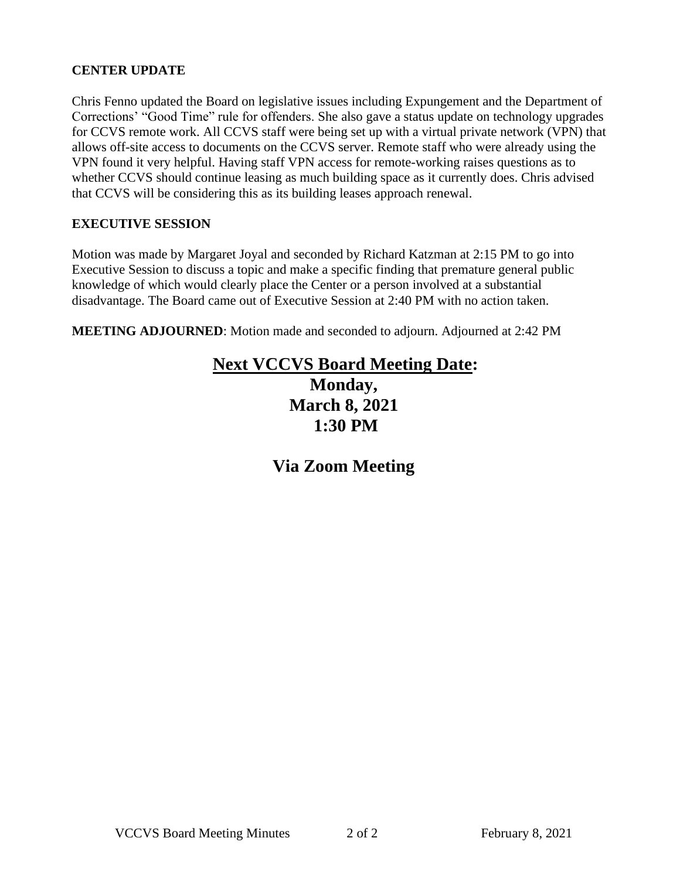**CENTER UPDATE**

Chris Fenno updated the Board on legislative issues including Expungement and the Department of Corrections' "Good Time" rule for offenders. She also gave a status update on technology upgrades for CCVS remote work. All CCVS staff were being set up with a virtual private network (VPN) that allows off-site access to documents on the CCVS server. Remote staff who were already using the VPN found it very helpful. Having staff VPN access for remote-working raises questions as to whether CCVS should continue leasing as much building space as it currently does. Chris advised that CCVS will be considering this as its building leases approach renewal.

**EXECUTIVE SESSION**

Motion was made by Margaret Joyal and seconded by Richard Katzman at 2:15 PM to go into Executive Session to discuss a topic and make a specific finding that premature general public knowledge of which would clearly place the Center or a person involved at a substantial disadvantage. The Board came out of Executive Session at 2:40 PM with no action taken.

**MEETING ADJOURNED**: Motion made and seconded to adjourn. Adjourned at 2:42 PM

## <u>Next VCCVS Board Meeting Date</u>:

**Monday,**
**March 8, 2021**
**1:30 PM**

## Via Zoom Meeting